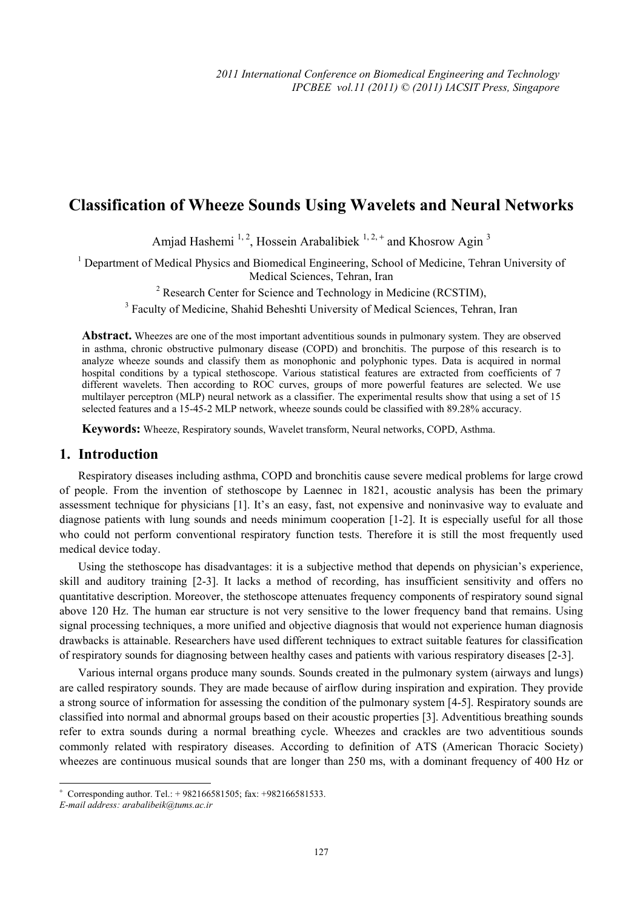# Classification of Wheeze Sounds Using Wavelets and Neural Networks

Amjad Hashemi [1, 2], Hossein Arabalibiek [1, 2, +] and Khosrow Agin [3]

[1] Department of Medical Physics and Biomedical Engineering, School of Medicine, Tehran University of Medical Sciences, Tehran, Iran

[2] Research Center for Science and Technology in Medicine (RCSTIM),

[3] Faculty of Medicine, Shahid Beheshti University of Medical Sciences, Tehran, Iran

**Abstract.** Wheezes are one of the most important adventitious sounds in pulmonary system. They are observed in asthma, chronic obstructive pulmonary disease (COPD) and bronchitis. The purpose of this research is to analyze wheeze sounds and classify them as monophonic and polyphonic types. Data is acquired in normal hospital conditions by a typical stethoscope. Various statistical features are extracted from coefficients of 7 different wavelets. Then according to ROC curves, groups of more powerful features are selected. We use multilayer perceptron (MLP) neural network as a classifier. The experimental results show that using a set of 15 selected features and a 15-45-2 MLP network, wheeze sounds could be classified with 89.28% accuracy.

**Keywords:** Wheeze, Respiratory sounds, Wavelet transform, Neural networks, COPD, Asthma.

## 1. Introduction

Respiratory diseases including asthma, COPD and bronchitis cause severe medical problems for large crowd of people. From the invention of stethoscope by Laennec in 1821, acoustic analysis has been the primary assessment technique for physicians [1]. It's an easy, fast, not expensive and noninvasive way to evaluate and diagnose patients with lung sounds and needs minimum cooperation [1-2]. It is especially useful for all those who could not perform conventional respiratory function tests. Therefore it is still the most frequently used medical device today.

Using the stethoscope has disadvantages: it is a subjective method that depends on physician's experience, skill and auditory training [2-3]. It lacks a method of recording, has insufficient sensitivity and offers no quantitative description. Moreover, the stethoscope attenuates frequency components of respiratory sound signal above 120 Hz. The human ear structure is not very sensitive to the lower frequency band that remains. Using signal processing techniques, a more unified and objective diagnosis that would not experience human diagnosis drawbacks is attainable. Researchers have used different techniques to extract suitable features for classification of respiratory sounds for diagnosing between healthy cases and patients with various respiratory diseases [2-3].

Various internal organs produce many sounds. Sounds created in the pulmonary system (airways and lungs) are called respiratory sounds. They are made because of airflow during inspiration and expiration. They provide a strong source of information for assessing the condition of the pulmonary system [4-5]. Respiratory sounds are classified into normal and abnormal groups based on their acoustic properties [3]. Adventitious breathing sounds refer to extra sounds during a normal breathing cycle. Wheezes and crackles are two adventitious sounds commonly related with respiratory diseases. According to definition of ATS (American Thoracic Society) wheezes are continuous musical sounds that are longer than 250 ms, with a dominant frequency of 400 Hz or

---

[+] Corresponding author. Tel.: + 982166581505; fax: +982166581533.
*E-mail address: arabalibeik@tums.ac.ir*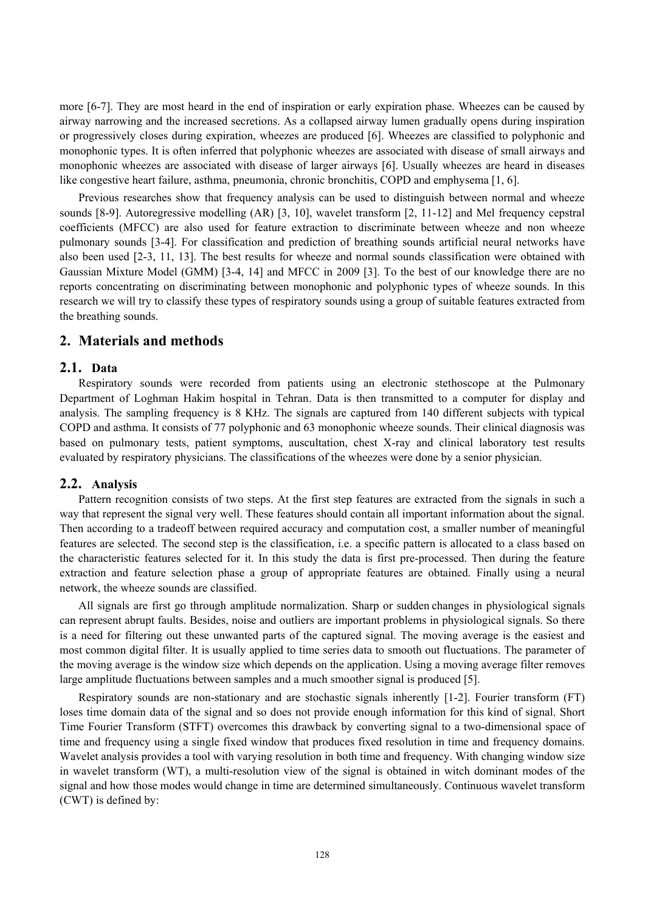more [6-7]. They are most heard in the end of inspiration or early expiration phase. Wheezes can be caused by airway narrowing and the increased secretions. As a collapsed airway lumen gradually opens during inspiration or progressively closes during expiration, wheezes are produced [6]. Wheezes are classified to polyphonic and monophonic types. It is often inferred that polyphonic wheezes are associated with disease of small airways and monophonic wheezes are associated with disease of larger airways [6]. Usually wheezes are heard in diseases like congestive heart failure, asthma, pneumonia, chronic bronchitis, COPD and emphysema [1, 6].

Previous researches show that frequency analysis can be used to distinguish between normal and wheeze sounds [8-9]. Autoregressive modelling (AR) [3, 10], wavelet transform [2, 11-12] and Mel frequency cepstral coefficients (MFCC) are also used for feature extraction to discriminate between wheeze and non wheeze pulmonary sounds [3-4]. For classification and prediction of breathing sounds artificial neural networks have also been used [2-3, 11, 13]. The best results for wheeze and normal sounds classification were obtained with Gaussian Mixture Model (GMM) [3-4, 14] and MFCC in 2009 [3]. To the best of our knowledge there are no reports concentrating on discriminating between monophonic and polyphonic types of wheeze sounds. In this research we will try to classify these types of respiratory sounds using a group of suitable features extracted from the breathing sounds.

## 2. Materials and methods

### 2.1. Data

Respiratory sounds were recorded from patients using an electronic stethoscope at the Pulmonary Department of Loghman Hakim hospital in Tehran. Data is then transmitted to a computer for display and analysis. The sampling frequency is 8 KHz. The signals are captured from 140 different subjects with typical COPD and asthma. It consists of 77 polyphonic and 63 monophonic wheeze sounds. Their clinical diagnosis was based on pulmonary tests, patient symptoms, auscultation, chest X-ray and clinical laboratory test results evaluated by respiratory physicians. The classifications of the wheezes were done by a senior physician.

### 2.2. Analysis

Pattern recognition consists of two steps. At the first step features are extracted from the signals in such a way that represent the signal very well. These features should contain all important information about the signal. Then according to a tradeoff between required accuracy and computation cost, a smaller number of meaningful features are selected. The second step is the classification, i.e. a specific pattern is allocated to a class based on the characteristic features selected for it. In this study the data is first pre-processed. Then during the feature extraction and feature selection phase a group of appropriate features are obtained. Finally using a neural network, the wheeze sounds are classified.

All signals are first go through amplitude normalization. Sharp or sudden changes in physiological signals can represent abrupt faults. Besides, noise and outliers are important problems in physiological signals. So there is a need for filtering out these unwanted parts of the captured signal. The moving average is the easiest and most common digital filter. It is usually applied to time series data to smooth out fluctuations. The parameter of the moving average is the window size which depends on the application. Using a moving average filter removes large amplitude fluctuations between samples and a much smoother signal is produced [5].

Respiratory sounds are non-stationary and are stochastic signals inherently [1-2]. Fourier transform (FT) loses time domain data of the signal and so does not provide enough information for this kind of signal. Short Time Fourier Transform (STFT) overcomes this drawback by converting signal to a two-dimensional space of time and frequency using a single fixed window that produces fixed resolution in time and frequency domains. Wavelet analysis provides a tool with varying resolution in both time and frequency. With changing window size in wavelet transform (WT), a multi-resolution view of the signal is obtained in witch dominant modes of the signal and how those modes would change in time are determined simultaneously. Continuous wavelet transform (CWT) is defined by: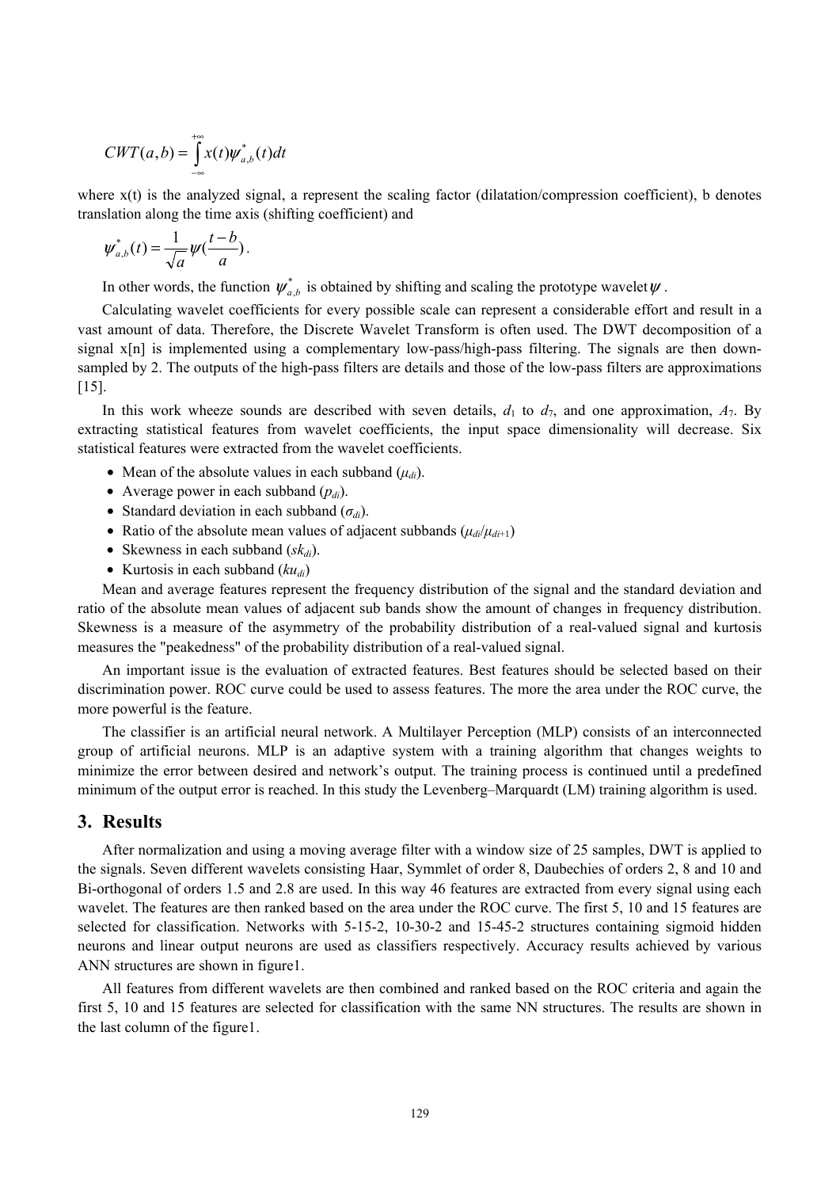$$CWT(a,b) = \int_{-\infty}^{+\infty} x(t)\psi_{a,b}^{*}(t)dt$$

where x(t) is the analyzed signal, a represent the scaling factor (dilatation/compression coefficient), b denotes translation along the time axis (shifting coefficient) and

$$\psi_{a,b}^{*}(t) = \frac{1}{\sqrt{a}}\psi(\frac{t-b}{a}).$$

In other words, the function $\psi_{a,b}^{*}$ is obtained by shifting and scaling the prototype wavelet $\psi$.

Calculating wavelet coefficients for every possible scale can represent a considerable effort and result in a vast amount of data. Therefore, the Discrete Wavelet Transform is often used. The DWT decomposition of a signal x[n] is implemented using a complementary low-pass/high-pass filtering. The signals are then down-sampled by 2. The outputs of the high-pass filters are details and those of the low-pass filters are approximations [15].

In this work wheeze sounds are described with seven details, $d_1$ to $d_7$, and one approximation, $A_7$. By extracting statistical features from wavelet coefficients, the input space dimensionality will decrease. Six statistical features were extracted from the wavelet coefficients.

- Mean of the absolute values in each subband ($\mu_{di}$).
- Average power in each subband ($p_{di}$).
- Standard deviation in each subband ($\sigma_{di}$).
- Ratio of the absolute mean values of adjacent subbands ($\mu_{di}/\mu_{di+1}$)
- Skewness in each subband ($sk_{di}$).
- Kurtosis in each subband ($ku_{di}$)

Mean and average features represent the frequency distribution of the signal and the standard deviation and ratio of the absolute mean values of adjacent sub bands show the amount of changes in frequency distribution. Skewness is a measure of the asymmetry of the probability distribution of a real-valued signal and kurtosis measures the "peakedness" of the probability distribution of a real-valued signal.

An important issue is the evaluation of extracted features. Best features should be selected based on their discrimination power. ROC curve could be used to assess features. The more the area under the ROC curve, the more powerful is the feature.

The classifier is an artificial neural network. A Multilayer Perception (MLP) consists of an interconnected group of artificial neurons. MLP is an adaptive system with a training algorithm that changes weights to minimize the error between desired and network's output. The training process is continued until a predefined minimum of the output error is reached. In this study the Levenberg–Marquardt (LM) training algorithm is used.

## 3. Results

After normalization and using a moving average filter with a window size of 25 samples, DWT is applied to the signals. Seven different wavelets consisting Haar, Symmlet of order 8, Daubechies of orders 2, 8 and 10 and Bi-orthogonal of orders 1.5 and 2.8 are used. In this way 46 features are extracted from every signal using each wavelet. The features are then ranked based on the area under the ROC curve. The first 5, 10 and 15 features are selected for classification. Networks with 5-15-2, 10-30-2 and 15-45-2 structures containing sigmoid hidden neurons and linear output neurons are used as classifiers respectively. Accuracy results achieved by various ANN structures are shown in figure1.

All features from different wavelets are then combined and ranked based on the ROC criteria and again the first 5, 10 and 15 features are selected for classification with the same NN structures. The results are shown in the last column of the figure1.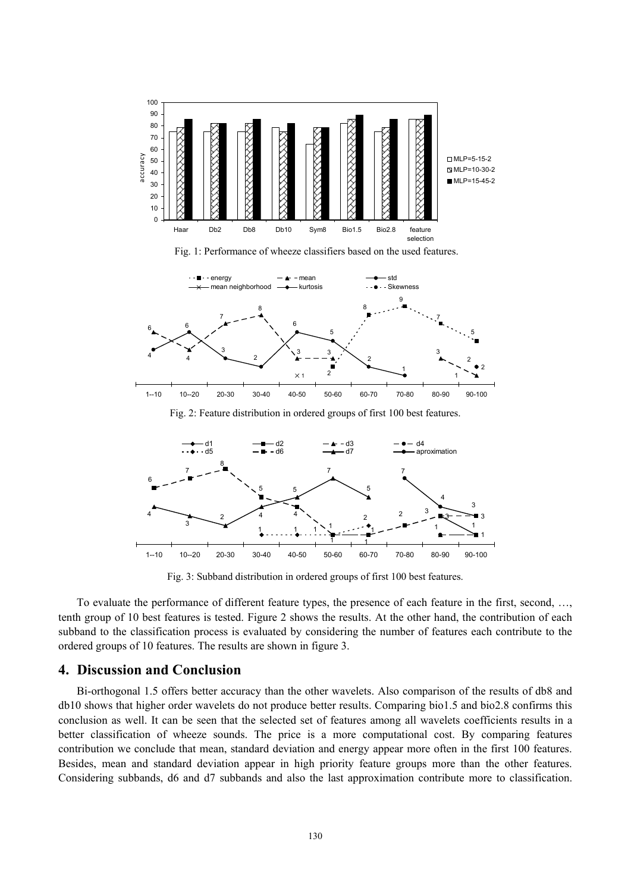Fig. 1: Performance of wheeze classifiers based on the used features.

Fig. 2: Feature distribution in ordered groups of first 100 best features.

Fig. 3: Subband distribution in ordered groups of first 100 best features.

To evaluate the performance of different feature types, the presence of each feature in the first, second, …, tenth group of 10 best features is tested. Figure 2 shows the results. At the other hand, the contribution of each subband to the classification process is evaluated by considering the number of features each contribute to the ordered groups of 10 features. The results are shown in figure 3.

## 4. Discussion and Conclusion

Bi-orthogonal 1.5 offers better accuracy than the other wavelets. Also comparison of the results of db8 and db10 shows that higher order wavelets do not produce better results. Comparing bio1.5 and bio2.8 confirms this conclusion as well. It can be seen that the selected set of features among all wavelets coefficients results in a better classification of wheeze sounds. The price is a more computational cost. By comparing features contribution we conclude that mean, standard deviation and energy appear more often in the first 100 features. Besides, mean and standard deviation appear in high priority feature groups more than the other features. Considering subbands, d6 and d7 subbands and also the last approximation contribute more to classification.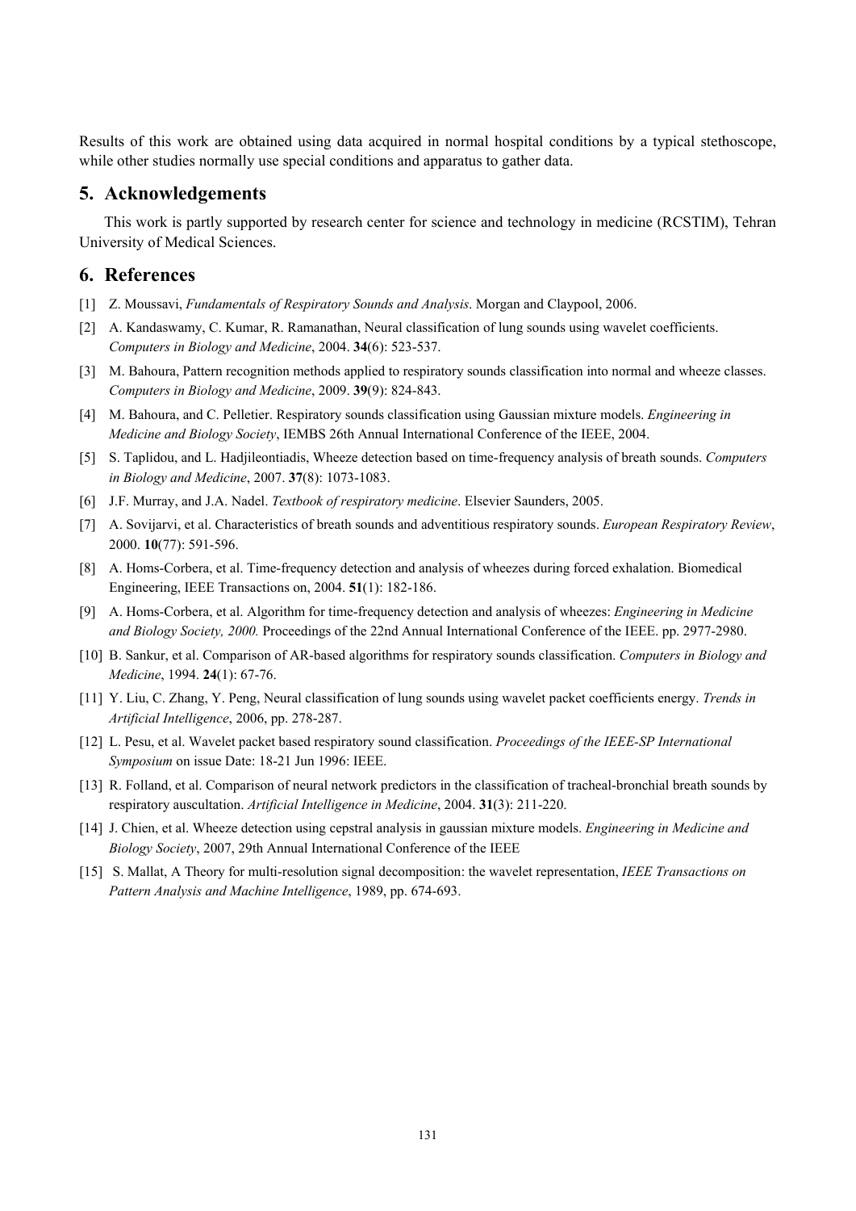Results of this work are obtained using data acquired in normal hospital conditions by a typical stethoscope, while other studies normally use special conditions and apparatus to gather data.

## 5. Acknowledgements

This work is partly supported by research center for science and technology in medicine (RCSTIM), Tehran University of Medical Sciences.

## 6. References

[1] Z. Moussavi, *Fundamentals of Respiratory Sounds and Analysis*. Morgan and Claypool, 2006.

[2] A. Kandaswamy, C. Kumar, R. Ramanathan, Neural classification of lung sounds using wavelet coefficients. *Computers in Biology and Medicine*, 2004. **34**(6): 523-537.

[3] M. Bahoura, Pattern recognition methods applied to respiratory sounds classification into normal and wheeze classes. *Computers in Biology and Medicine*, 2009. **39**(9): 824-843.

[4] M. Bahoura, and C. Pelletier. Respiratory sounds classification using Gaussian mixture models. *Engineering in Medicine and Biology Society*, IEMBS 26th Annual International Conference of the IEEE, 2004.

[5] S. Taplidou, and L. Hadjileontiadis, Wheeze detection based on time-frequency analysis of breath sounds. *Computers in Biology and Medicine*, 2007. **37**(8): 1073-1083.

[6] J.F. Murray, and J.A. Nadel. *Textbook of respiratory medicine*. Elsevier Saunders, 2005.

[7] A. Sovijarvi, et al. Characteristics of breath sounds and adventitious respiratory sounds. *European Respiratory Review*, 2000. **10**(77): 591-596.

[8] A. Homs-Corbera, et al. Time-frequency detection and analysis of wheezes during forced exhalation. Biomedical Engineering, IEEE Transactions on, 2004. **51**(1): 182-186.

[9] A. Homs-Corbera, et al. Algorithm for time-frequency detection and analysis of wheezes: *Engineering in Medicine and Biology Society, 2000.* Proceedings of the 22nd Annual International Conference of the IEEE. pp. 2977-2980.

[10] B. Sankur, et al. Comparison of AR-based algorithms for respiratory sounds classification. *Computers in Biology and Medicine*, 1994. **24**(1): 67-76.

[11] Y. Liu, C. Zhang, Y. Peng, Neural classification of lung sounds using wavelet packet coefficients energy. *Trends in Artificial Intelligence*, 2006, pp. 278-287.

[12] L. Pesu, et al. Wavelet packet based respiratory sound classification. *Proceedings of the IEEE-SP International Symposium* on issue Date: 18-21 Jun 1996: IEEE.

[13] R. Folland, et al. Comparison of neural network predictors in the classification of tracheal-bronchial breath sounds by respiratory auscultation. *Artificial Intelligence in Medicine*, 2004. **31**(3): 211-220.

[14] J. Chien, et al. Wheeze detection using cepstral analysis in gaussian mixture models. *Engineering in Medicine and Biology Society*, 2007, 29th Annual International Conference of the IEEE

[15] S. Mallat, A Theory for multi-resolution signal decomposition: the wavelet representation, *IEEE Transactions on Pattern Analysis and Machine Intelligence*, 1989, pp. 674-693.